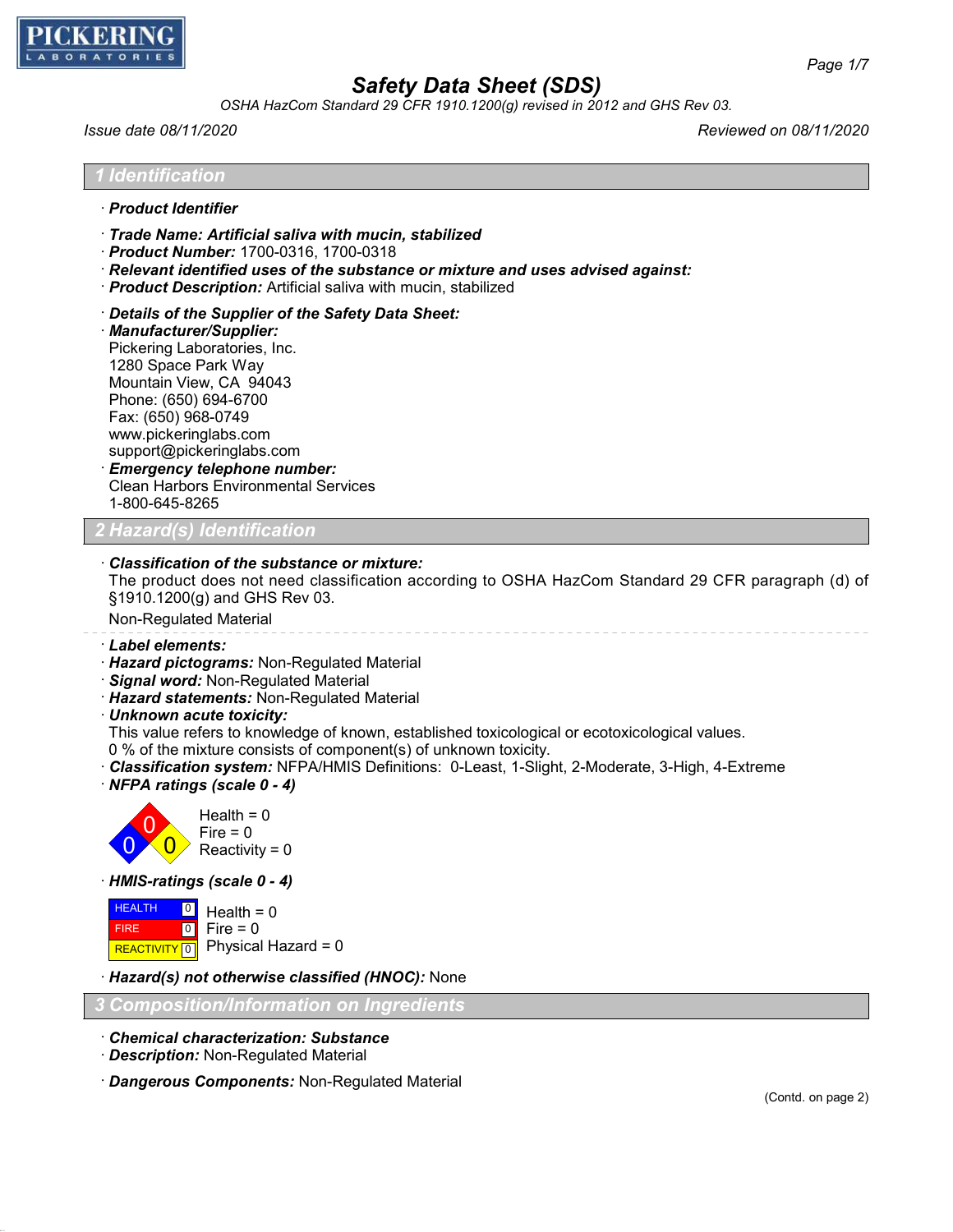# Safety Data Sheet (SDS)

*OSHA HazCom Standard 29 CFR 1910.1200(g) revised in 2012 and GHS Rev 03.*

*Issue date 08/11/2020* *Reviewed on 08/11/2020*

## 1 Identification

· **Product Identifier**

· **Trade Name: Artificial saliva with mucin, stabilized**
· **Product Number:** 1700-0316, 1700-0318
· **Relevant identified uses of the substance or mixture and uses advised against:**
· **Product Description:** Artificial saliva with mucin, stabilized

· **Details of the Supplier of the Safety Data Sheet:**
· **Manufacturer/Supplier:**
Pickering Laboratories, Inc.
1280 Space Park Way
Mountain View, CA 94043
Phone: (650) 694-6700
Fax: (650) 968-0749
www.pickeringlabs.com
support@pickeringlabs.com
· **Emergency telephone number:**
Clean Harbors Environmental Services
1-800-645-8265

## 2 Hazard(s) Identification

· **Classification of the substance or mixture:**
The product does not need classification according to OSHA HazCom Standard 29 CFR paragraph (d) of §1910.1200(g) and GHS Rev 03.
Non-Regulated Material

· **Label elements:**
· **Hazard pictograms:** Non-Regulated Material
· **Signal word:** Non-Regulated Material
· **Hazard statements:** Non-Regulated Material
· **Unknown acute toxicity:**
This value refers to knowledge of known, established toxicological or ecotoxicological values.
0 % of the mixture consists of component(s) of unknown toxicity.
· **Classification system:** NFPA/HMIS Definitions: 0-Least, 1-Slight, 2-Moderate, 3-High, 4-Extreme
· **NFPA ratings (scale 0 - 4)**

Health = 0
Fire = 0
Reactivity = 0

· **HMIS-ratings (scale 0 - 4)**

| | | |
|---|---|---|
| HEALTH | 0 | Health = 0 |
| FIRE | 0 | Fire = 0 |
| REACTIVITY | 0 | Physical Hazard = 0 |

· **Hazard(s) not otherwise classified (HNOC):** None

## 3 Composition/Information on Ingredients

· **Chemical characterization: Substance**
· **Description:** Non-Regulated Material

· **Dangerous Components:** Non-Regulated Material

(Contd. on page 2)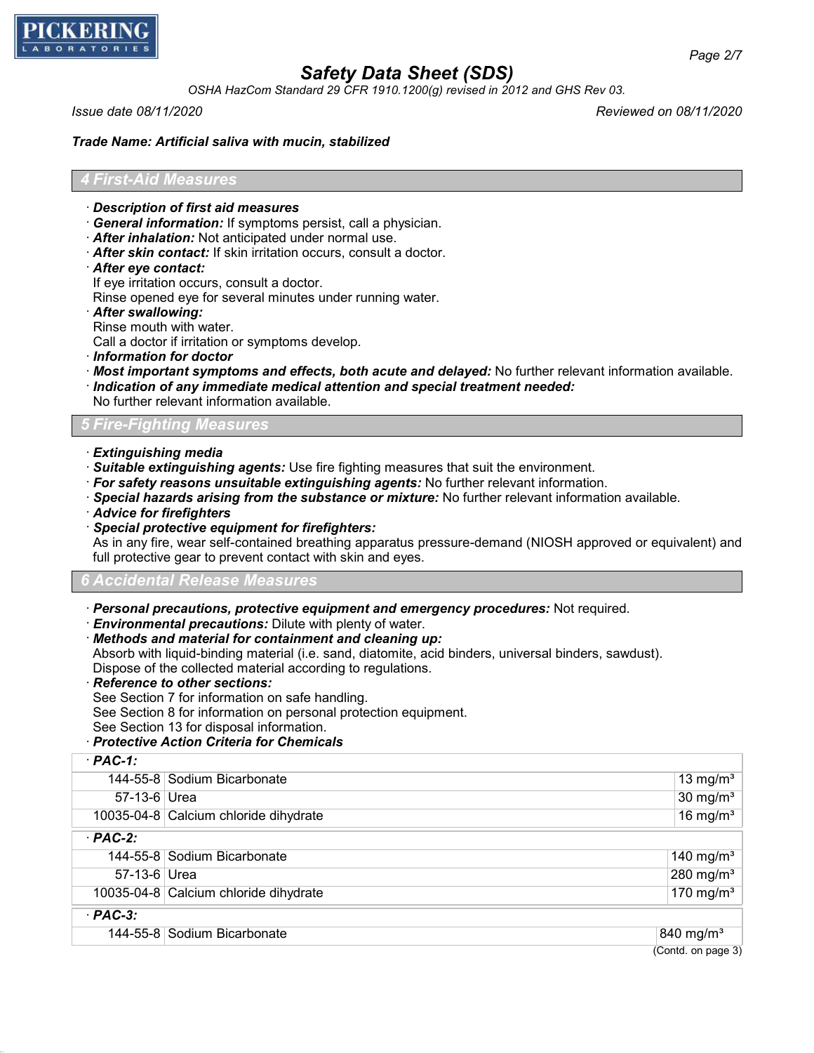# Safety Data Sheet (SDS)

*OSHA HazCom Standard 29 CFR 1910.1200(g) revised in 2012 and GHS Rev 03.*

*Issue date 08/11/2020* *Reviewed on 08/11/2020*

***Trade Name: Artificial saliva with mucin, stabilized***

## 4 First-Aid Measures

- ***Description of first aid measures***
- ***General information:*** If symptoms persist, call a physician.
- ***After inhalation:*** Not anticipated under normal use.
- ***After skin contact:*** If skin irritation occurs, consult a doctor.
- ***After eye contact:***
  If eye irritation occurs, consult a doctor.
  Rinse opened eye for several minutes under running water.
- ***After swallowing:***
  Rinse mouth with water.
  Call a doctor if irritation or symptoms develop.
- ***Information for doctor***
- ***Most important symptoms and effects, both acute and delayed:*** No further relevant information available.
- ***Indication of any immediate medical attention and special treatment needed:***
  No further relevant information available.

## 5 Fire-Fighting Measures

- ***Extinguishing media***
- ***Suitable extinguishing agents:*** Use fire fighting measures that suit the environment.
- ***For safety reasons unsuitable extinguishing agents:*** No further relevant information.
- ***Special hazards arising from the substance or mixture:*** No further relevant information available.
- ***Advice for firefighters***
- ***Special protective equipment for firefighters:***
  As in any fire, wear self-contained breathing apparatus pressure-demand (NIOSH approved or equivalent) and full protective gear to prevent contact with skin and eyes.

## 6 Accidental Release Measures

- ***Personal precautions, protective equipment and emergency procedures:*** Not required.
- ***Environmental precautions:*** Dilute with plenty of water.
- ***Methods and material for containment and cleaning up:***
  Absorb with liquid-binding material (i.e. sand, diatomite, acid binders, universal binders, sawdust).
  Dispose of the collected material according to regulations.
- ***Reference to other sections:***
  See Section 7 for information on safe handling.
  See Section 8 for information on personal protection equipment.
  See Section 13 for disposal information.
- ***Protective Action Criteria for Chemicals***

| · ***PAC-1:*** | | |
|---|---|---|
| 144-55-8 | Sodium Bicarbonate | 13 mg/m³ |
| 57-13-6 | Urea | 30 mg/m³ |
| 10035-04-8 | Calcium chloride dihydrate | 16 mg/m³ |
| · ***PAC-2:*** | | |
| 144-55-8 | Sodium Bicarbonate | 140 mg/m³ |
| 57-13-6 | Urea | 280 mg/m³ |
| 10035-04-8 | Calcium chloride dihydrate | 170 mg/m³ |
| · ***PAC-3:*** | | |
| 144-55-8 | Sodium Bicarbonate | 840 mg/m³ |

(Contd. on page 3)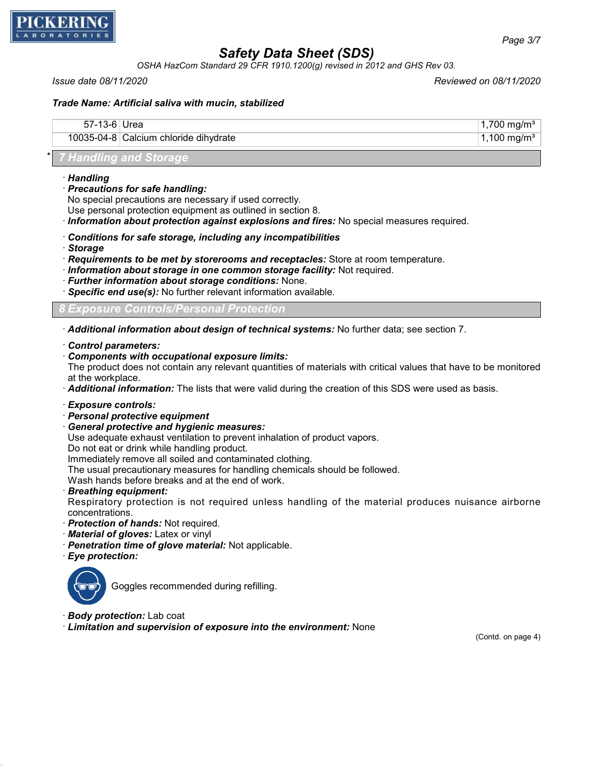**Trade Name: Artificial saliva with mucin, stabilized**

| | | |
|---|---|---|
| 57-13-6 | Urea | 1,700 mg/m³ |
| 10035-04-8 | Calcium chloride dihydrate | 1,100 mg/m³ |

## * 7 Handling and Storage

· **Handling**
· **Precautions for safe handling:**
No special precautions are necessary if used correctly.
Use personal protection equipment as outlined in section 8.
· **Information about protection against explosions and fires:** No special measures required.

· **Conditions for safe storage, including any incompatibilities**
· **Storage**
· **Requirements to be met by storerooms and receptacles:** Store at room temperature.
· **Information about storage in one common storage facility:** Not required.
· **Further information about storage conditions:** None.
· **Specific end use(s):** No further relevant information available.

## 8 Exposure Controls/Personal Protection

· **Additional information about design of technical systems:** No further data; see section 7.

· **Control parameters:**
· **Components with occupational exposure limits:**
The product does not contain any relevant quantities of materials with critical values that have to be monitored at the workplace.
· **Additional information:** The lists that were valid during the creation of this SDS were used as basis.

· **Exposure controls:**
· **Personal protective equipment**
· **General protective and hygienic measures:**
Use adequate exhaust ventilation to prevent inhalation of product vapors.
Do not eat or drink while handling product.
Immediately remove all soiled and contaminated clothing.
The usual precautionary measures for handling chemicals should be followed.
Wash hands before breaks and at the end of work.
· **Breathing equipment:**
Respiratory protection is not required unless handling of the material produces nuisance airborne concentrations.
· **Protection of hands:** Not required.
· **Material of gloves:** Latex or vinyl
· **Penetration time of glove material:** Not applicable.
· **Eye protection:**

Goggles recommended during refilling.

· **Body protection:** Lab coat
· **Limitation and supervision of exposure into the environment:** None

(Contd. on page 4)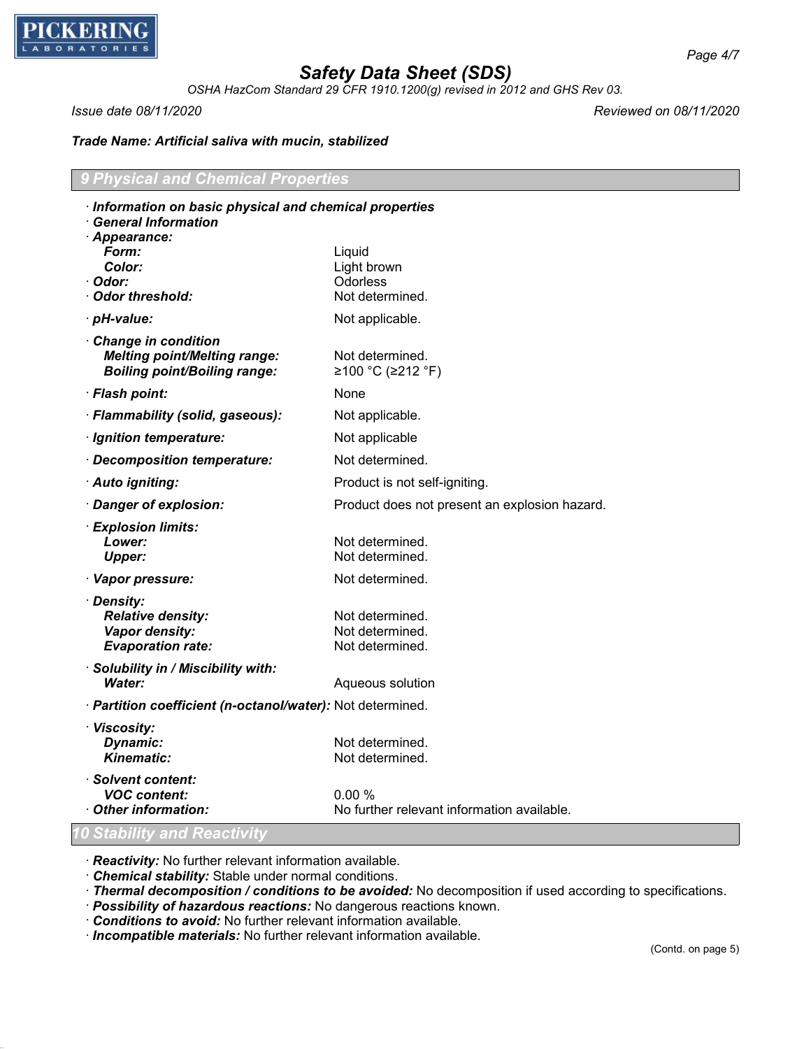**Trade Name: Artificial saliva with mucin, stabilized**

## 9 Physical and Chemical Properties

· **Information on basic physical and chemical properties**
· **General Information**
· **Appearance:**

| | |
|---|---|
| **Form:** | Liquid |
| **Color:** | Light brown |
| · **Odor:** | Odorless |
| · **Odor threshold:** | Not determined. |
| · **pH-value:** | Not applicable. |
| · **Change in condition** | |
| **Melting point/Melting range:** | Not determined. |
| **Boiling point/Boiling range:** | ≥100 °C (≥212 °F) |
| · **Flash point:** | None |
| · **Flammability (solid, gaseous):** | Not applicable. |
| · **Ignition temperature:** | Not applicable |
| · **Decomposition temperature:** | Not determined. |
| · **Auto igniting:** | Product is not self-igniting. |
| · **Danger of explosion:** | Product does not present an explosion hazard. |
| · **Explosion limits:** | |
| **Lower:** | Not determined. |
| **Upper:** | Not determined. |
| · **Vapor pressure:** | Not determined. |
| · **Density:** | |
| **Relative density:** | Not determined. |
| **Vapor density:** | Not determined. |
| **Evaporation rate:** | Not determined. |
| · **Solubility in / Miscibility with:** | |
| **Water:** | Aqueous solution |
| · **Partition coefficient (n-octanol/water):** | Not determined. |
| · **Viscosity:** | |
| **Dynamic:** | Not determined. |
| **Kinematic:** | Not determined. |
| · **Solvent content:** | |
| **VOC content:** | 0.00 % |
| · **Other information:** | No further relevant information available. |

## 10 Stability and Reactivity

· ***Reactivity:*** No further relevant information available.
· ***Chemical stability:*** Stable under normal conditions.
· ***Thermal decomposition / conditions to be avoided:*** No decomposition if used according to specifications.
· ***Possibility of hazardous reactions:*** No dangerous reactions known.
· ***Conditions to avoid:*** No further relevant information available.
· ***Incompatible materials:*** No further relevant information available.

(Contd. on page 5)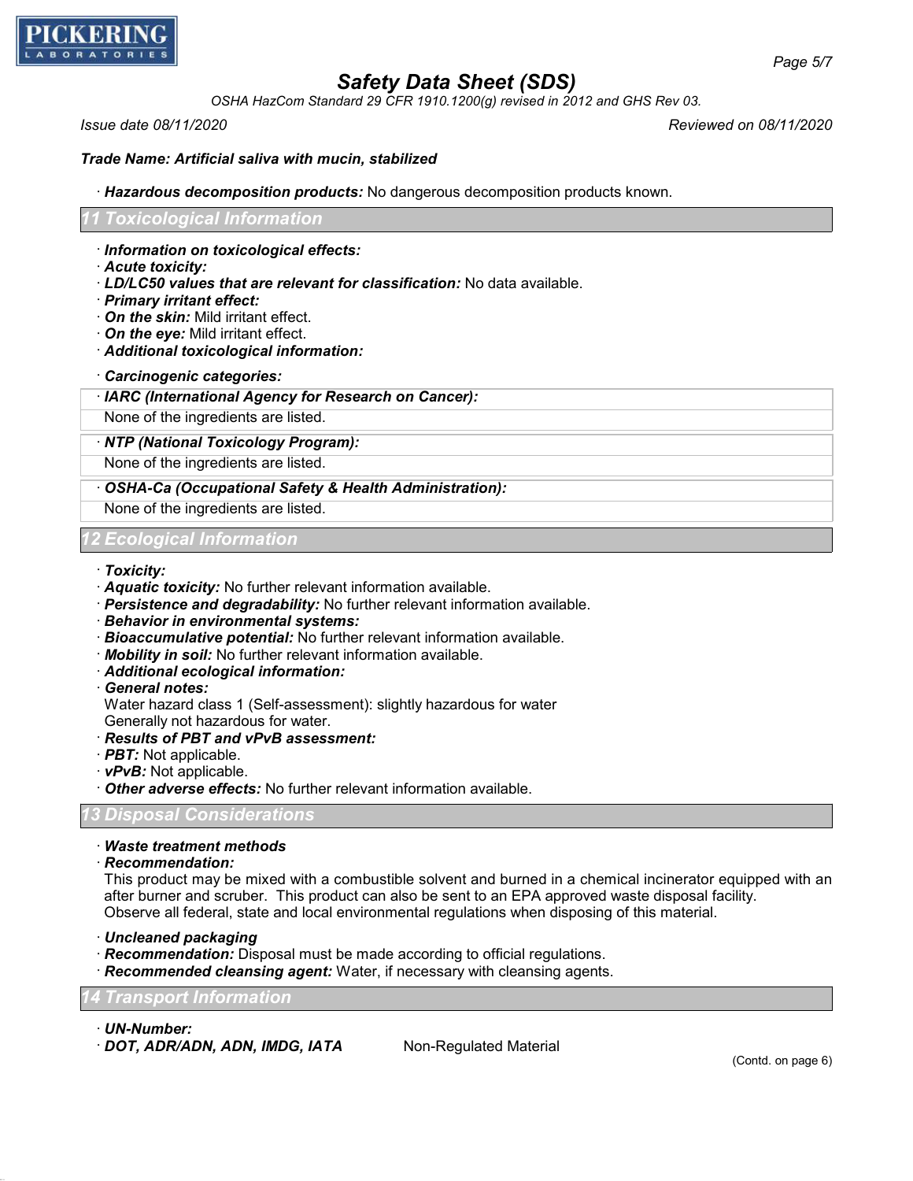**Trade Name: Artificial saliva with mucin, stabilized**

· **Hazardous decomposition products:** No dangerous decomposition products known.

## 11 Toxicological Information

· **Information on toxicological effects:**
· **Acute toxicity:**
· **LD/LC50 values that are relevant for classification:** No data available.
· **Primary irritant effect:**
· **On the skin:** Mild irritant effect.
· **On the eye:** Mild irritant effect.
· **Additional toxicological information:**

· **Carcinogenic categories:**

| · IARC (International Agency for Research on Cancer): |
|---|
| None of the ingredients are listed. |

| · NTP (National Toxicology Program): |
|---|
| None of the ingredients are listed. |

| · OSHA-Ca (Occupational Safety & Health Administration): |
|---|
| None of the ingredients are listed. |

## 12 Ecological Information

· **Toxicity:**
· **Aquatic toxicity:** No further relevant information available.
· **Persistence and degradability:** No further relevant information available.
· **Behavior in environmental systems:**
· **Bioaccumulative potential:** No further relevant information available.
· **Mobility in soil:** No further relevant information available.
· **Additional ecological information:**
· **General notes:**
Water hazard class 1 (Self-assessment): slightly hazardous for water
Generally not hazardous for water.
· **Results of PBT and vPvB assessment:**
· **PBT:** Not applicable.
· **vPvB:** Not applicable.
· **Other adverse effects:** No further relevant information available.

## 13 Disposal Considerations

· **Waste treatment methods**
· **Recommendation:**
This product may be mixed with a combustible solvent and burned in a chemical incinerator equipped with an after burner and scruber. This product can also be sent to an EPA approved waste disposal facility. Observe all federal, state and local environmental regulations when disposing of this material.

· **Uncleaned packaging**
· **Recommendation:** Disposal must be made according to official regulations.
· **Recommended cleansing agent:** Water, if necessary with cleansing agents.

## 14 Transport Information

· **UN-Number:**
· **DOT, ADR/ADN, ADN, IMDG, IATA** Non-Regulated Material

(Contd. on page 6)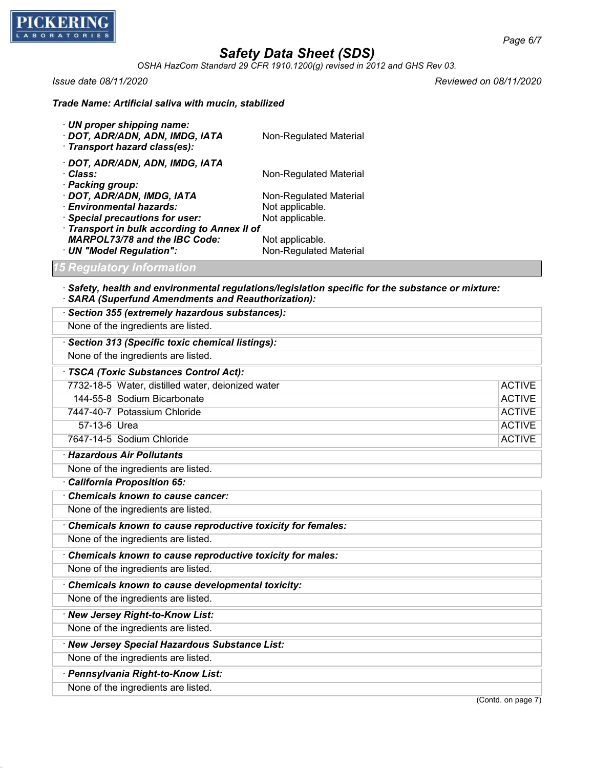**Trade Name: Artificial saliva with mucin, stabilized**

· **UN proper shipping name:**
· **DOT, ADR/ADN, ADN, IMDG, IATA** Non-Regulated Material
· **Transport hazard class(es):**

· **DOT, ADR/ADN, ADN, IMDG, IATA**
· **Class:** Non-Regulated Material
· **Packing group:**
· **DOT, ADR/ADN, IMDG, IATA** Non-Regulated Material
· **Environmental hazards:** Not applicable.
· **Special precautions for user:** Not applicable.
· **Transport in bulk according to Annex II of MARPOL73/78 and the IBC Code:** Not applicable.
· **UN "Model Regulation":** Non-Regulated Material

## 15 Regulatory Information

· **Safety, health and environmental regulations/legislation specific for the substance or mixture:**
· **SARA (Superfund Amendments and Reauthorization):**

· **Section 355 (extremely hazardous substances):**

None of the ingredients are listed.

· **Section 313 (Specific toxic chemical listings):**

None of the ingredients are listed.

· **TSCA (Toxic Substances Control Act):**

| | | |
|---|---|---|
| 7732-18-5 | Water, distilled water, deionized water | ACTIVE |
| 144-55-8 | Sodium Bicarbonate | ACTIVE |
| 7447-40-7 | Potassium Chloride | ACTIVE |
| 57-13-6 | Urea | ACTIVE |
| 7647-14-5 | Sodium Chloride | ACTIVE |

· **Hazardous Air Pollutants**

None of the ingredients are listed.

· **California Proposition 65:**

· **Chemicals known to cause cancer:**

None of the ingredients are listed.

· **Chemicals known to cause reproductive toxicity for females:**

None of the ingredients are listed.

· **Chemicals known to cause reproductive toxicity for males:**

None of the ingredients are listed.

· **Chemicals known to cause developmental toxicity:**

None of the ingredients are listed.

· **New Jersey Right-to-Know List:**

None of the ingredients are listed.

· **New Jersey Special Hazardous Substance List:**

None of the ingredients are listed.

· **Pennsylvania Right-to-Know List:**

None of the ingredients are listed.

(Contd. on page 7)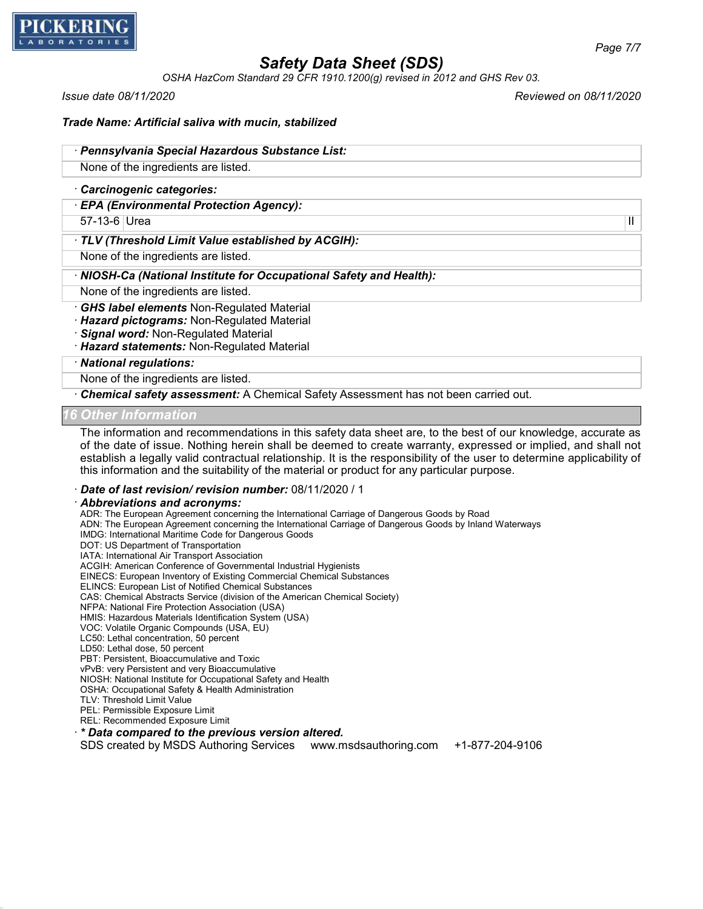**Trade Name: Artificial saliva with mucin, stabilized**

| · **Pennsylvania Special Hazardous Substance List:** |
| --- |
| None of the ingredients are listed. |

· **Carcinogenic categories:**

| · **EPA (Environmental Protection Agency):** | | |
| --- | --- | --- |
| 57-13-6 | Urea | II |

| · **TLV (Threshold Limit Value established by ACGIH):** |
| --- |
| None of the ingredients are listed. |

| · **NIOSH-Ca (National Institute for Occupational Safety and Health):** |
| --- |
| None of the ingredients are listed. |

· **GHS label elements** Non-Regulated Material
· **Hazard pictograms:** Non-Regulated Material
· **Signal word:** Non-Regulated Material
· **Hazard statements:** Non-Regulated Material

| · **National regulations:** |
| --- |
| None of the ingredients are listed. |

· **Chemical safety assessment:** A Chemical Safety Assessment has not been carried out.

## 16 Other Information

The information and recommendations in this safety data sheet are, to the best of our knowledge, accurate as of the date of issue. Nothing herein shall be deemed to create warranty, expressed or implied, and shall not establish a legally valid contractual relationship. It is the responsibility of the user to determine applicability of this information and the suitability of the material or product for any particular purpose.

· **Date of last revision/ revision number:** 08/11/2020 / 1

· **Abbreviations and acronyms:**
ADR: The European Agreement concerning the International Carriage of Dangerous Goods by Road
ADN: The European Agreement concerning the International Carriage of Dangerous Goods by Inland Waterways
IMDG: International Maritime Code for Dangerous Goods
DOT: US Department of Transportation
IATA: International Air Transport Association
ACGIH: American Conference of Governmental Industrial Hygienists
EINECS: European Inventory of Existing Commercial Chemical Substances
ELINCS: European List of Notified Chemical Substances
CAS: Chemical Abstracts Service (division of the American Chemical Society)
NFPA: National Fire Protection Association (USA)
HMIS: Hazardous Materials Identification System (USA)
VOC: Volatile Organic Compounds (USA, EU)
LC50: Lethal concentration, 50 percent
LD50: Lethal dose, 50 percent
PBT: Persistent, Bioaccumulative and Toxic
vPvB: very Persistent and very Bioaccumulative
NIOSH: National Institute for Occupational Safety and Health
OSHA: Occupational Safety & Health Administration
TLV: Threshold Limit Value
PEL: Permissible Exposure Limit
REL: Recommended Exposure Limit

· *** Data compared to the previous version altered.**
SDS created by MSDS Authoring Services www.msdsauthoring.com +1-877-204-9106